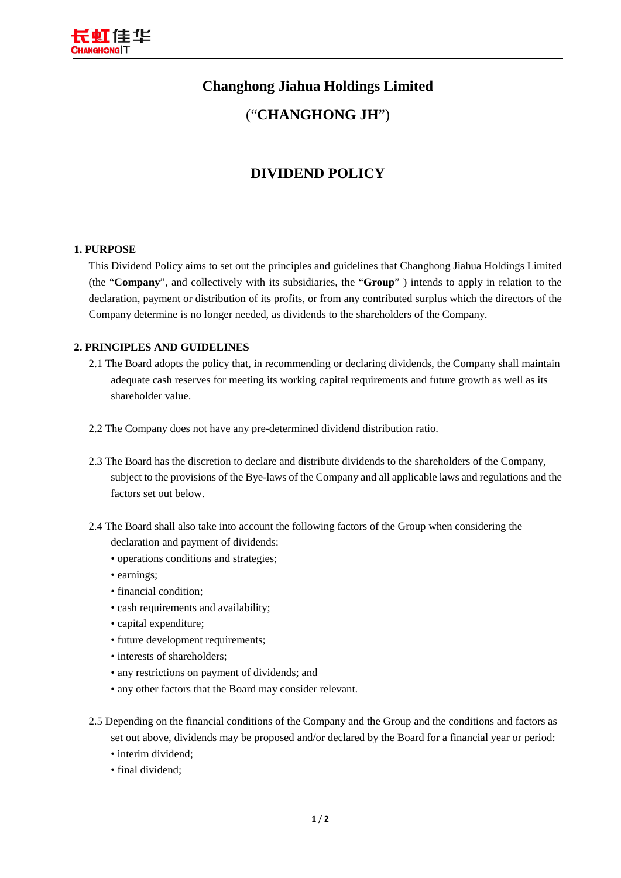# Changhong Jiahua Holdings Limited

# ("CHANGHONG JH")

## DIVIDEND POLICY

### 1. PURPOSE

This Dividend Policy aims to set out the principles and guidelines that Changhong Jiahua Holdings Limited (the "**Company**", and collectively with its subsidiaries, the "**Group**" ) intends to apply in relation to the declaration, payment or distribution of its profits, or from any contributed surplus which the directors of the Company determine is no longer needed, as dividends to the shareholders of the Company.

### 2. PRINCIPLES AND GUIDELINES

2.1 The Board adopts the policy that, in recommending or declaring dividends, the Company shall maintain adequate cash reserves for meeting its working capital requirements and future growth as well as its shareholder value.

2.2 The Company does not have any pre-determined dividend distribution ratio.

2.3 The Board has the discretion to declare and distribute dividends to the shareholders of the Company, subject to the provisions of the Bye-laws of the Company and all applicable laws and regulations and the factors set out below.

2.4 The Board shall also take into account the following factors of the Group when considering the declaration and payment of dividends:

- operations conditions and strategies;
- earnings;
- financial condition;
- cash requirements and availability;
- capital expenditure;
- future development requirements;
- interests of shareholders;
- any restrictions on payment of dividends; and
- any other factors that the Board may consider relevant.

2.5 Depending on the financial conditions of the Company and the Group and the conditions and factors as set out above, dividends may be proposed and/or declared by the Board for a financial year or period:

- interim dividend;
- final dividend;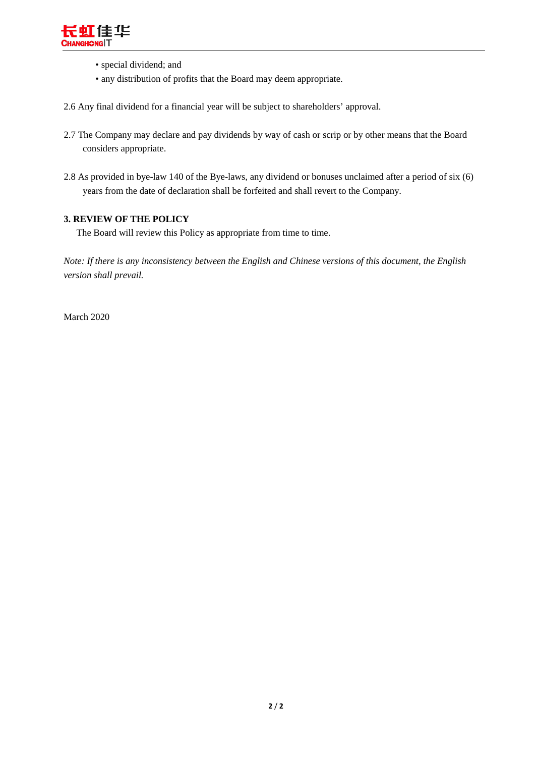- special dividend; and
- any distribution of profits that the Board may deem appropriate.

2.6 Any final dividend for a financial year will be subject to shareholders' approval.

2.7 The Company may declare and pay dividends by way of cash or scrip or by other means that the Board considers appropriate.

2.8 As provided in bye-law 140 of the Bye-laws, any dividend or bonuses unclaimed after a period of six (6) years from the date of declaration shall be forfeited and shall revert to the Company.

**3. REVIEW OF THE POLICY**

The Board will review this Policy as appropriate from time to time.

*Note: If there is any inconsistency between the English and Chinese versions of this document, the English version shall prevail.*

March 2020